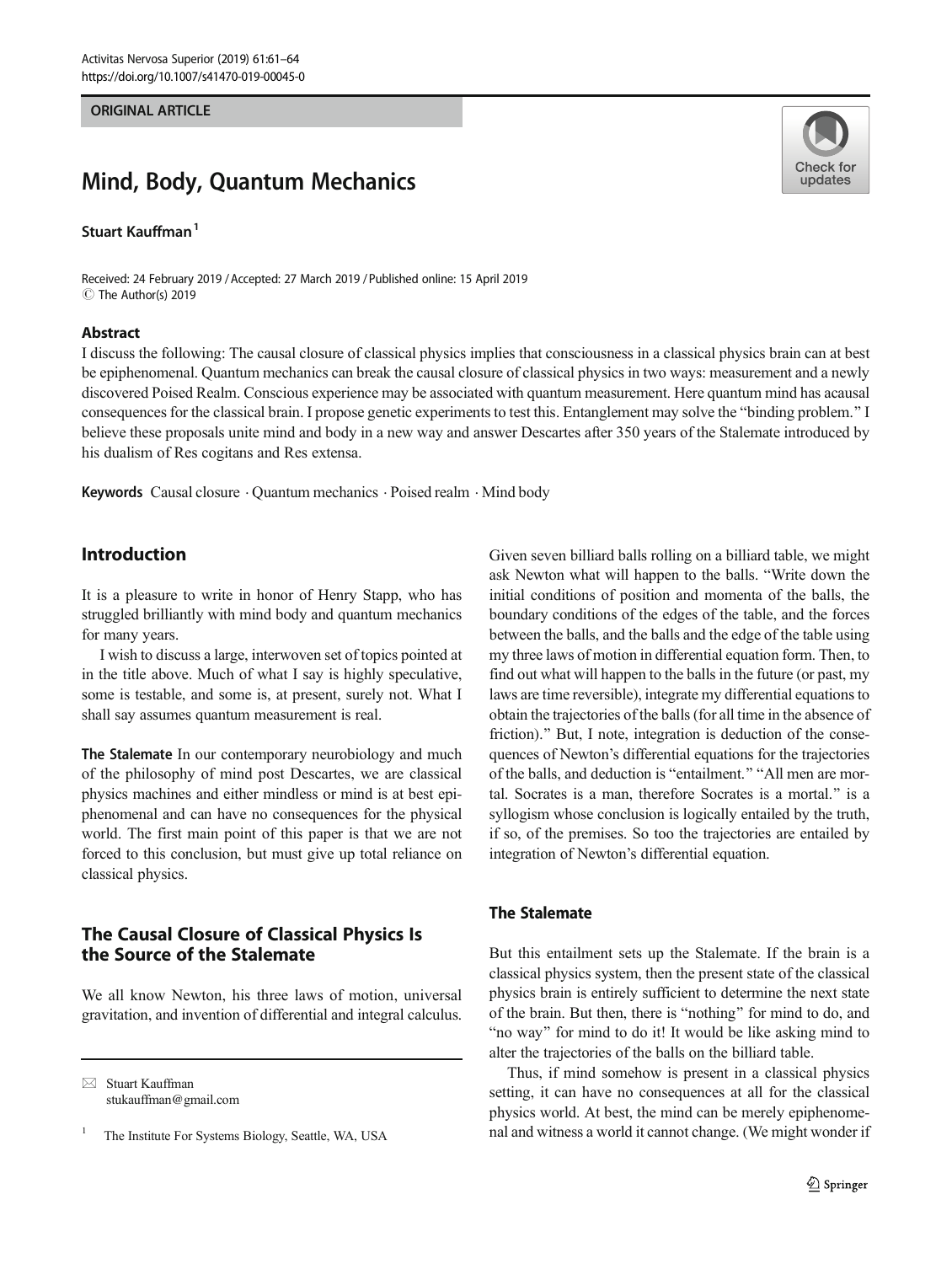ORIGINAL ARTICLE

# Mind, Body, Quantum Mechanics

**Stuart Kauffman**[1]

Received: 24 February 2019 / Accepted: 27 March 2019 / Published online: 15 April 2019
© The Author(s) 2019

## Abstract

I discuss the following: The causal closure of classical physics implies that consciousness in a classical physics brain can at best be epiphenomenal. Quantum mechanics can break the causal closure of classical physics in two ways: measurement and a newly discovered Poised Realm. Conscious experience may be associated with quantum measurement. Here quantum mind has acausal consequences for the classical brain. I propose genetic experiments to test this. Entanglement may solve the "binding problem." I believe these proposals unite mind and body in a new way and answer Descartes after 350 years of the Stalemate introduced by his dualism of Res cogitans and Res extensa.

**Keywords** Causal closure · Quantum mechanics · Poised realm · Mind body

## Introduction

It is a pleasure to write in honor of Henry Stapp, who has struggled brilliantly with mind body and quantum mechanics for many years.

I wish to discuss a large, interwoven set of topics pointed at in the title above. Much of what I say is highly speculative, some is testable, and some is, at present, surely not. What I shall say assumes quantum measurement is real.

**The Stalemate** In our contemporary neurobiology and much of the philosophy of mind post Descartes, we are classical physics machines and either mindless or mind is at best epiphenomenal and can have no consequences for the physical world. The first main point of this paper is that we are not forced to this conclusion, but must give up total reliance on classical physics.

## The Causal Closure of Classical Physics Is the Source of the Stalemate

We all know Newton, his three laws of motion, universal gravitation, and invention of differential and integral calculus. Given seven billiard balls rolling on a billiard table, we might ask Newton what will happen to the balls. "Write down the initial conditions of position and momenta of the balls, the boundary conditions of the edges of the table, and the forces between the balls, and the balls and the edge of the table using my three laws of motion in differential equation form. Then, to find out what will happen to the balls in the future (or past, my laws are time reversible), integrate my differential equations to obtain the trajectories of the balls (for all time in the absence of friction)." But, I note, integration is deduction of the consequences of Newton's differential equations for the trajectories of the balls, and deduction is "entailment." "All men are mortal. Socrates is a man, therefore Socrates is a mortal." is a syllogism whose conclusion is logically entailed by the truth, if so, of the premises. So too the trajectories are entailed by integration of Newton's differential equation.

## The Stalemate

But this entailment sets up the Stalemate. If the brain is a classical physics system, then the present state of the classical physics brain is entirely sufficient to determine the next state of the brain. But then, there is "nothing" for mind to do, and "no way" for mind to do it! It would be like asking mind to alter the trajectories of the balls on the billiard table.

Thus, if mind somehow is present in a classical physics setting, it can have no consequences at all for the classical physics world. At best, the mind can be merely epiphenomenal and witness a world it cannot change. (We might wonder if

---

✉ Stuart Kauffman
stukauffman@gmail.com

[1] The Institute For Systems Biology, Seattle, WA, USA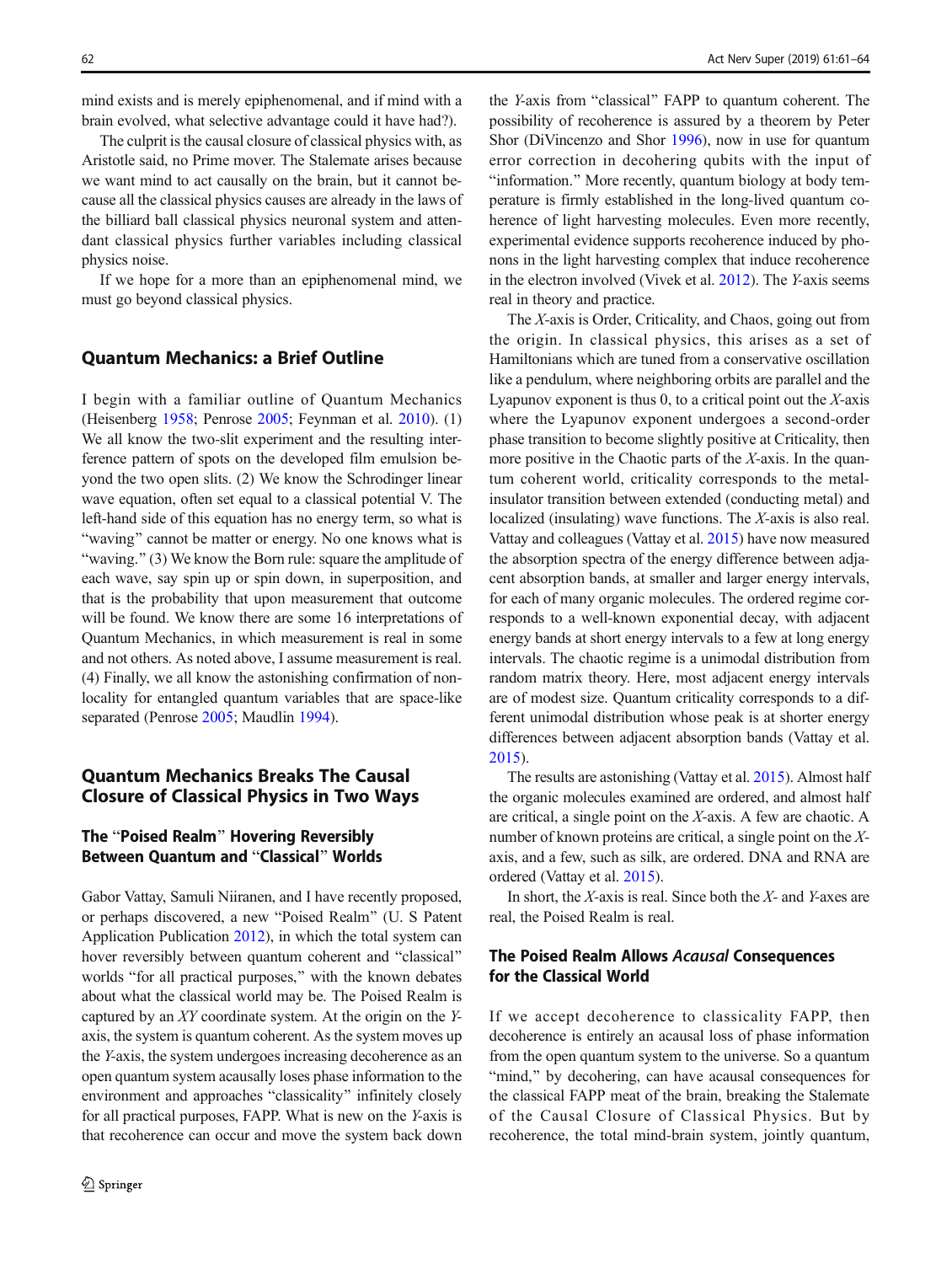mind exists and is merely epiphenomenal, and if mind with a brain evolved, what selective advantage could it have had?).

The culprit is the causal closure of classical physics with, as Aristotle said, no Prime mover. The Stalemate arises because we want mind to act causally on the brain, but it cannot because all the classical physics causes are already in the laws of the billiard ball classical physics neuronal system and attendant classical physics further variables including classical physics noise.

If we hope for a more than an epiphenomenal mind, we must go beyond classical physics.

## Quantum Mechanics: a Brief Outline

I begin with a familiar outline of Quantum Mechanics (Heisenberg 1958; Penrose 2005; Feynman et al. 2010). (1) We all know the two-slit experiment and the resulting interference pattern of spots on the developed film emulsion beyond the two open slits. (2) We know the Schrodinger linear wave equation, often set equal to a classical potential V. The left-hand side of this equation has no energy term, so what is "waving" cannot be matter or energy. No one knows what is "waving." (3) We know the Born rule: square the amplitude of each wave, say spin up or spin down, in superposition, and that is the probability that upon measurement that outcome will be found. We know there are some 16 interpretations of Quantum Mechanics, in which measurement is real in some and not others. As noted above, I assume measurement is real. (4) Finally, we all know the astonishing confirmation of non-locality for entangled quantum variables that are space-like separated (Penrose 2005; Maudlin 1994).

## Quantum Mechanics Breaks The Causal Closure of Classical Physics in Two Ways

### The "Poised Realm" Hovering Reversibly Between Quantum and "Classical" Worlds

Gabor Vattay, Samuli Niiranen, and I have recently proposed, or perhaps discovered, a new "Poised Realm" (U. S Patent Application Publication 2012), in which the total system can hover reversibly between quantum coherent and "classical" worlds "for all practical purposes," with the known debates about what the classical world may be. The Poised Realm is captured by an *XY* coordinate system. At the origin on the *Y*-axis, the system is quantum coherent. As the system moves up the *Y*-axis, the system undergoes increasing decoherence as an open quantum system acausally loses phase information to the environment and approaches "classicality" infinitely closely for all practical purposes, FAPP. What is new on the *Y*-axis is that recoherence can occur and move the system back down the *Y*-axis from "classical" FAPP to quantum coherent. The possibility of recoherence is assured by a theorem by Peter Shor (DiVincenzo and Shor 1996), now in use for quantum error correction in decohering qubits with the input of "information." More recently, quantum biology at body temperature is firmly established in the long-lived quantum coherence of light harvesting molecules. Even more recently, experimental evidence supports recoherence induced by phonons in the light harvesting complex that induce recoherence in the electron involved (Vivek et al. 2012). The *Y*-axis seems real in theory and practice.

The *X*-axis is Order, Criticality, and Chaos, going out from the origin. In classical physics, this arises as a set of Hamiltonians which are tuned from a conservative oscillation like a pendulum, where neighboring orbits are parallel and the Lyapunov exponent is thus 0, to a critical point out the *X*-axis where the Lyapunov exponent undergoes a second-order phase transition to become slightly positive at Criticality, then more positive in the Chaotic parts of the *X*-axis. In the quantum coherent world, criticality corresponds to the metal-insulator transition between extended (conducting metal) and localized (insulating) wave functions. The *X*-axis is also real. Vattay and colleagues (Vattay et al. 2015) have now measured the absorption spectra of the energy difference between adjacent absorption bands, at smaller and larger energy intervals, for each of many organic molecules. The ordered regime corresponds to a well-known exponential decay, with adjacent energy bands at short energy intervals to a few at long energy intervals. The chaotic regime is a unimodal distribution from random matrix theory. Here, most adjacent energy intervals are of modest size. Quantum criticality corresponds to a different unimodal distribution whose peak is at shorter energy differences between adjacent absorption bands (Vattay et al. 2015).

The results are astonishing (Vattay et al. 2015). Almost half the organic molecules examined are ordered, and almost half are critical, a single point on the *X*-axis. A few are chaotic. A number of known proteins are critical, a single point on the *X*-axis, and a few, such as silk, are ordered. DNA and RNA are ordered (Vattay et al. 2015).

In short, the *X*-axis is real. Since both the *X*- and *Y*-axes are real, the Poised Realm is real.

### The Poised Realm Allows *Acausal* Consequences for the Classical World

If we accept decoherence to classicality FAPP, then decoherence is entirely an acausal loss of phase information from the open quantum system to the universe. So a quantum "mind," by decohering, can have acausal consequences for the classical FAPP meat of the brain, breaking the Stalemate of the Causal Closure of Classical Physics. But by recoherence, the total mind-brain system, jointly quantum,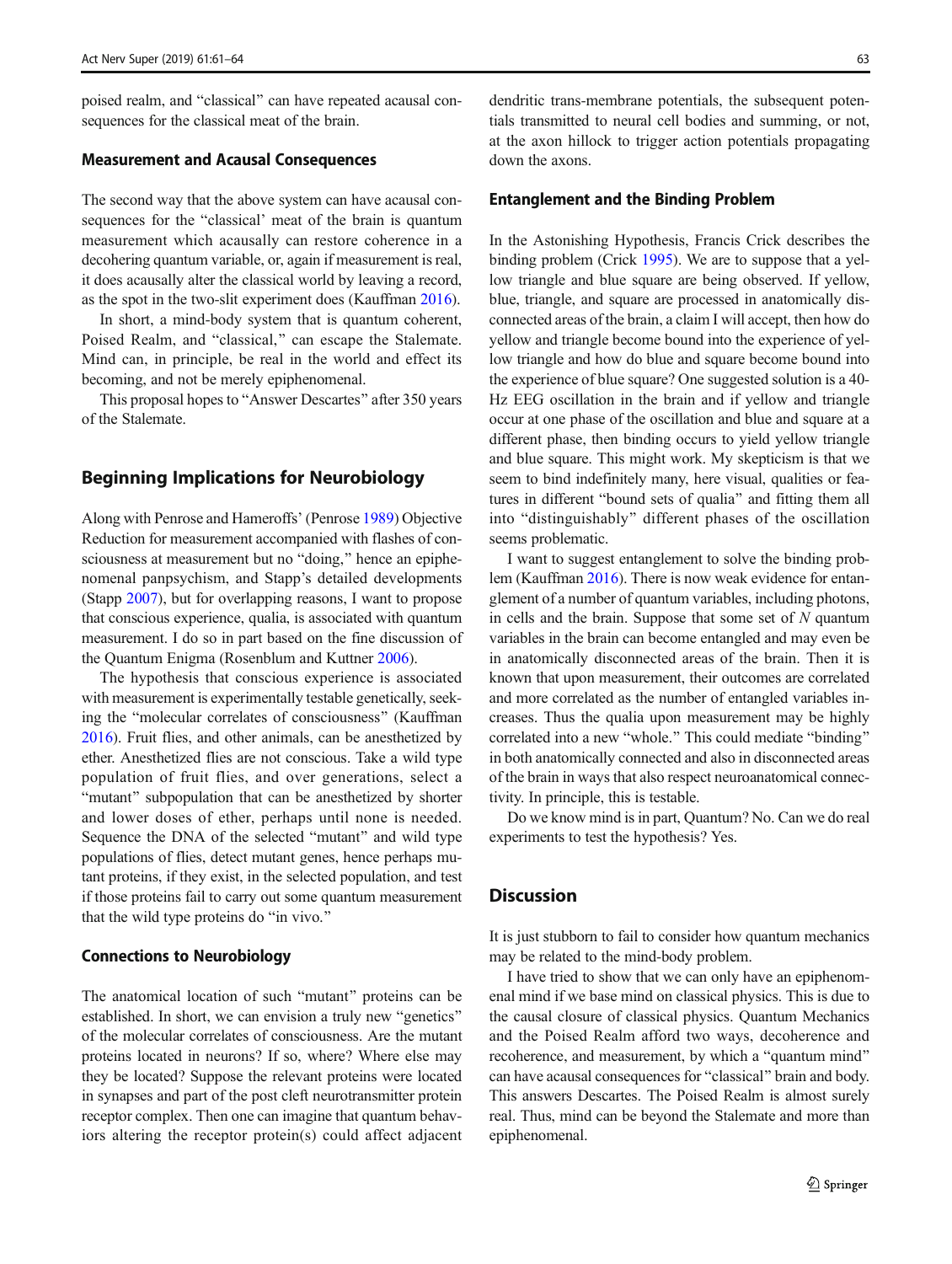poised realm, and "classical" can have repeated acausal consequences for the classical meat of the brain.

### Measurement and Acausal Consequences

The second way that the above system can have acausal consequences for the "classical' meat of the brain is quantum measurement which acausally can restore coherence in a decohering quantum variable, or, again if measurement is real, it does acausally alter the classical world by leaving a record, as the spot in the two-slit experiment does (Kauffman 2016).

In short, a mind-body system that is quantum coherent, Poised Realm, and "classical," can escape the Stalemate. Mind can, in principle, be real in the world and effect its becoming, and not be merely epiphenomenal.

This proposal hopes to "Answer Descartes" after 350 years of the Stalemate.

## Beginning Implications for Neurobiology

Along with Penrose and Hameroffs' (Penrose 1989) Objective Reduction for measurement accompanied with flashes of consciousness at measurement but no "doing," hence an epiphenomenal panpsychism, and Stapp's detailed developments (Stapp 2007), but for overlapping reasons, I want to propose that conscious experience, qualia, is associated with quantum measurement. I do so in part based on the fine discussion of the Quantum Enigma (Rosenblum and Kuttner 2006).

The hypothesis that conscious experience is associated with measurement is experimentally testable genetically, seeking the "molecular correlates of consciousness" (Kauffman 2016). Fruit flies, and other animals, can be anesthetized by ether. Anesthetized flies are not conscious. Take a wild type population of fruit flies, and over generations, select a "mutant" subpopulation that can be anesthetized by shorter and lower doses of ether, perhaps until none is needed. Sequence the DNA of the selected "mutant" and wild type populations of flies, detect mutant genes, hence perhaps mutant proteins, if they exist, in the selected population, and test if those proteins fail to carry out some quantum measurement that the wild type proteins do "in vivo."

### Connections to Neurobiology

The anatomical location of such "mutant" proteins can be established. In short, we can envision a truly new "genetics" of the molecular correlates of consciousness. Are the mutant proteins located in neurons? If so, where? Where else may they be located? Suppose the relevant proteins were located in synapses and part of the post cleft neurotransmitter protein receptor complex. Then one can imagine that quantum behaviors altering the receptor protein(s) could affect adjacent dendritic trans-membrane potentials, the subsequent potentials transmitted to neural cell bodies and summing, or not, at the axon hillock to trigger action potentials propagating down the axons.

### Entanglement and the Binding Problem

In the Astonishing Hypothesis, Francis Crick describes the binding problem (Crick 1995). We are to suppose that a yellow triangle and blue square are being observed. If yellow, blue, triangle, and square are processed in anatomically disconnected areas of the brain, a claim I will accept, then how do yellow and triangle become bound into the experience of yellow triangle and how do blue and square become bound into the experience of blue square? One suggested solution is a 40-Hz EEG oscillation in the brain and if yellow and triangle occur at one phase of the oscillation and blue and square at a different phase, then binding occurs to yield yellow triangle and blue square. This might work. My skepticism is that we seem to bind indefinitely many, here visual, qualities or features in different "bound sets of qualia" and fitting them all into "distinguishably" different phases of the oscillation seems problematic.

I want to suggest entanglement to solve the binding problem (Kauffman 2016). There is now weak evidence for entanglement of a number of quantum variables, including photons, in cells and the brain. Suppose that some set of $N$ quantum variables in the brain can become entangled and may even be in anatomically disconnected areas of the brain. Then it is known that upon measurement, their outcomes are correlated and more correlated as the number of entangled variables increases. Thus the qualia upon measurement may be highly correlated into a new "whole." This could mediate "binding" in both anatomically connected and also in disconnected areas of the brain in ways that also respect neuroanatomical connectivity. In principle, this is testable.

Do we know mind is in part, Quantum? No. Can we do real experiments to test the hypothesis? Yes.

## Discussion

It is just stubborn to fail to consider how quantum mechanics may be related to the mind-body problem.

I have tried to show that we can only have an epiphenomenal mind if we base mind on classical physics. This is due to the causal closure of classical physics. Quantum Mechanics and the Poised Realm afford two ways, decoherence and recoherence, and measurement, by which a "quantum mind" can have acausal consequences for "classical" brain and body. This answers Descartes. The Poised Realm is almost surely real. Thus, mind can be beyond the Stalemate and more than epiphenomenal.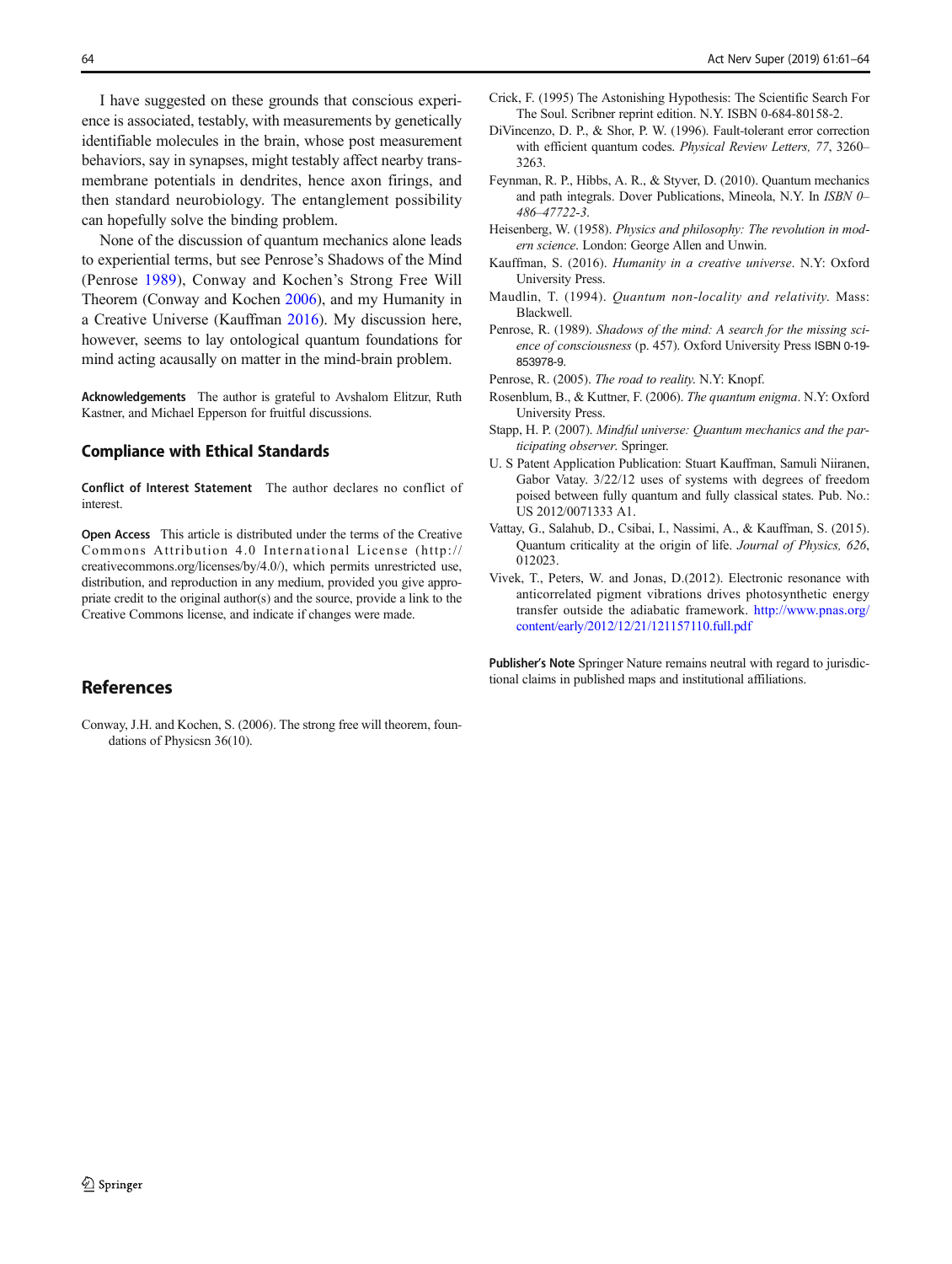I have suggested on these grounds that conscious experience is associated, testably, with measurements by genetically identifiable molecules in the brain, whose post measurement behaviors, say in synapses, might testably affect nearby trans-membrane potentials in dendrites, hence axon firings, and then standard neurobiology. The entanglement possibility can hopefully solve the binding problem.

None of the discussion of quantum mechanics alone leads to experiential terms, but see Penrose's Shadows of the Mind (Penrose 1989), Conway and Kochen's Strong Free Will Theorem (Conway and Kochen 2006), and my Humanity in a Creative Universe (Kauffman 2016). My discussion here, however, seems to lay ontological quantum foundations for mind acting acausally on matter in the mind-brain problem.

**Acknowledgements** The author is grateful to Avshalom Elitzur, Ruth Kastner, and Michael Epperson for fruitful discussions.

## Compliance with Ethical Standards

**Conflict of Interest Statement** The author declares no conflict of interest.

**Open Access** This article is distributed under the terms of the Creative Commons Attribution 4.0 International License (http://creativecommons.org/licenses/by/4.0/), which permits unrestricted use, distribution, and reproduction in any medium, provided you give appropriate credit to the original author(s) and the source, provide a link to the Creative Commons license, and indicate if changes were made.

## References

Conway, J.H. and Kochen, S. (2006). The strong free will theorem, foundations of Physicsn 36(10).

Crick, F. (1995) The Astonishing Hypothesis: The Scientific Search For The Soul. Scribner reprint edition. N.Y. ISBN 0-684-80158-2.

DiVincenzo, D. P., & Shor, P. W. (1996). Fault-tolerant error correction with efficient quantum codes. *Physical Review Letters, 77*, 3260–3263.

Feynman, R. P., Hibbs, A. R., & Styver, D. (2010). Quantum mechanics and path integrals. Dover Publications, Mineola, N.Y. In *ISBN 0–486–47722-3*.

Heisenberg, W. (1958). *Physics and philosophy: The revolution in modern science*. London: George Allen and Unwin.

Kauffman, S. (2016). *Humanity in a creative universe*. N.Y: Oxford University Press.

Maudlin, T. (1994). *Quantum non-locality and relativity*. Mass: Blackwell.

Penrose, R. (1989). *Shadows of the mind: A search for the missing science of consciousness* (p. 457). Oxford University Press ISBN 0-19-853978-9.

Penrose, R. (2005). *The road to reality*. N.Y: Knopf.

Rosenblum, B., & Kuttner, F. (2006). *The quantum enigma*. N.Y: Oxford University Press.

Stapp, H. P. (2007). *Mindful universe: Quantum mechanics and the participating observer*. Springer.

U. S Patent Application Publication: Stuart Kauffman, Samuli Niiranen, Gabor Vatay. 3/22/12 uses of systems with degrees of freedom poised between fully quantum and fully classical states. Pub. No.: US 2012/0071333 A1.

Vattay, G., Salahub, D., Csibai, I., Nassimi, A., & Kauffman, S. (2015). Quantum criticality at the origin of life. *Journal of Physics, 626*, 012023.

Vivek, T., Peters, W. and Jonas, D.(2012). Electronic resonance with anticorrelated pigment vibrations drives photosynthetic energy transfer outside the adiabatic framework. http://www.pnas.org/content/early/2012/12/21/121157110.full.pdf

**Publisher's Note** Springer Nature remains neutral with regard to jurisdictional claims in published maps and institutional affiliations.